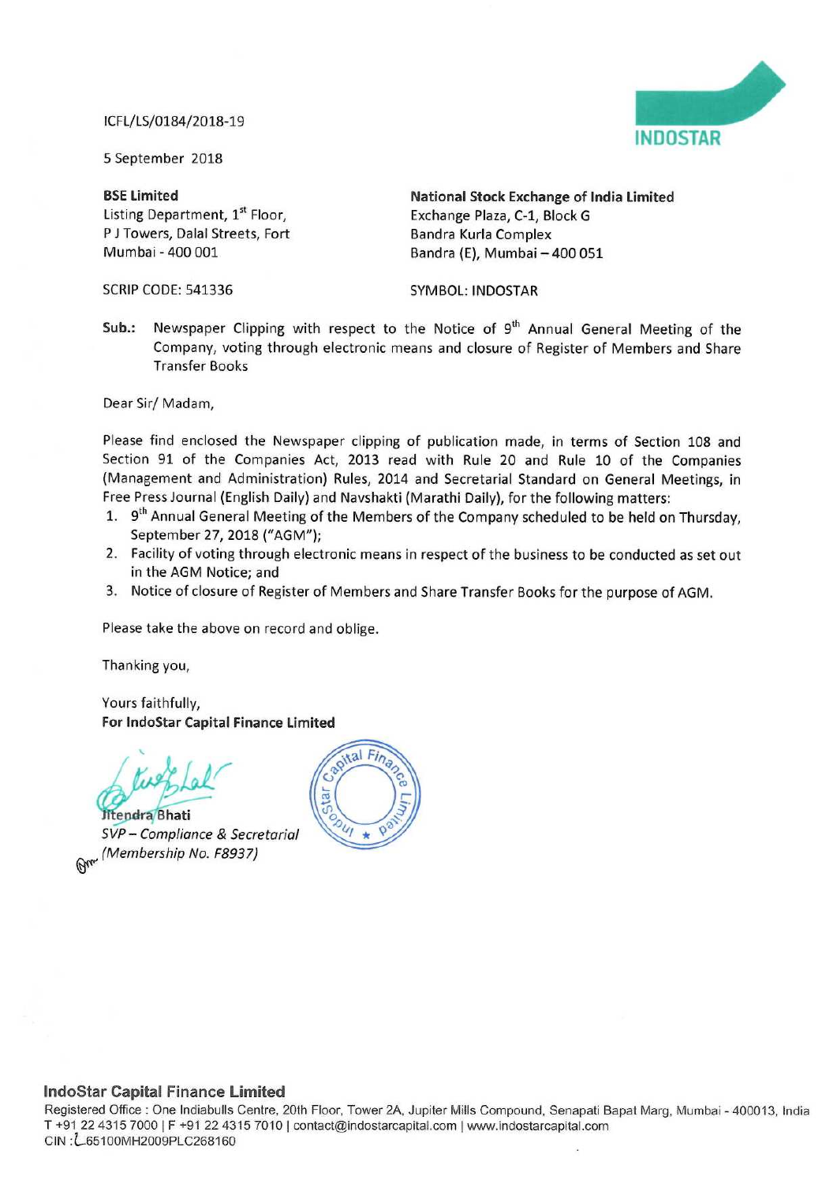ICFL/LS/0184/2018-19

5 September 2018

**BSE Limited**
Listing Department, 1st Floor,
P J Towers, Dalal Streets, Fort
Mumbai - 400 001

SCRIP CODE: 541336

**National Stock Exchange of India Limited**
Exchange Plaza, C-1, Block G
Bandra Kurla Complex
Bandra (E), Mumbai – 400 051

SYMBOL: INDOSTAR

**Sub.:** Newspaper Clipping with respect to the Notice of 9th Annual General Meeting of the Company, voting through electronic means and closure of Register of Members and Share Transfer Books

Dear Sir/ Madam,

Please find enclosed the Newspaper clipping of publication made, in terms of Section 108 and Section 91 of the Companies Act, 2013 read with Rule 20 and Rule 10 of the Companies (Management and Administration) Rules, 2014 and Secretarial Standard on General Meetings, in Free Press Journal (English Daily) and Navshakti (Marathi Daily), for the following matters:

1. 9th Annual General Meeting of the Members of the Company scheduled to be held on Thursday, September 27, 2018 ("AGM");
2. Facility of voting through electronic means in respect of the business to be conducted as set out in the AGM Notice; and
3. Notice of closure of Register of Members and Share Transfer Books for the purpose of AGM.

Please take the above on record and oblige.

Thanking you,

Yours faithfully,
**For IndoStar Capital Finance Limited**

Jitendra Bhati
*SVP – Compliance & Secretarial*
*(Membership No. F8937)*

**IndoStar Capital Finance Limited**
Registered Office : One Indiabulls Centre, 20th Floor, Tower 2A, Jupiter Mills Compound, Senapati Bapat Marg, Mumbai - 400013, India
T +91 22 4315 7000 | F +91 22 4315 7010 | contact@indostarcapital.com | www.indostarcapital.com
CIN : L65100MH2009PLC268160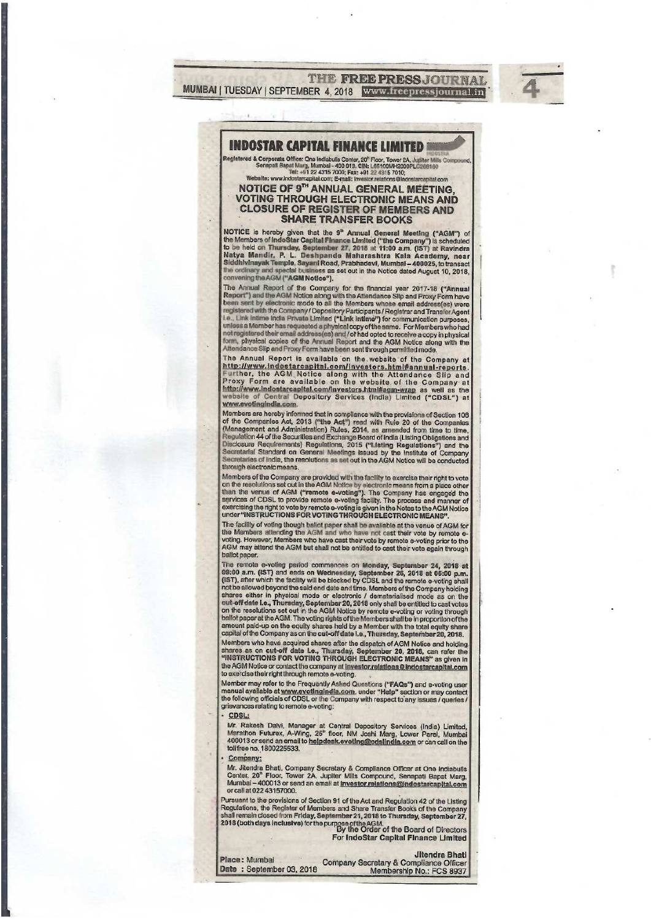# INDOSTAR CAPITAL FINANCE LIMITED

Registered & Corporate Office: One Indiabulls Center, 20th Floor, Tower 2A, Jupiter Mills Compound, Senapati Bapat Marg, Mumbai - 400 013. CIN: L65100MH2009PLC268160
Tel: +91 22 4315 7000; Fax: +91 22 4315 7010;
Website: www.indostarcapital.com; E-mail: investor.relations@indostarcapital.com

## NOTICE OF 9TH ANNUAL GENERAL MEETING, VOTING THROUGH ELECTRONIC MEANS AND CLOSURE OF REGISTER OF MEMBERS AND SHARE TRANSFER BOOKS

**NOTICE** is hereby given that the 9th **Annual General Meeting ("AGM")** of the Members of **IndoStar Capital Finance Limited ("the Company")** is scheduled to be held on **Thursday, September 27, 2018** at **11:00 a.m. (IST)** at **Ravindra Natya Mandir, P. L. Deshpande Maharashtra Kala Academy, near Siddhivinayak Temple, Sayani Road, Prabhadevi, Mumbai – 400025**, to transact the ordinary and special business as set out in the Notice dated August 10, 2018, convening the AGM (**"AGM Notice"**).

The Annual Report of the Company for the financial year 2017-18 (**"Annual Report"**) and the AGM Notice along with the Attendance Slip and Proxy Form have been sent by electronic mode to all the Members whose email address(es) were registered with the Company / Depository Participants / Registrar and Transfer Agent i.e., Link Intime India Private Limited (**"Link Intime"**) for communication purposes, unless a Member has requested a physical copy of the same. For Members who had not registered their email address(es) and / or had opted to receive a copy in physical form, physical copies of the Annual Report and the AGM Notice along with the Attendance Slip and Proxy Form have been sent through permitted mode.

The Annual Report is available on the website of the Company at **http://www.indostarcapital.com/investors.html#annual-reports**. Further, the AGM Notice along with the Attendance Slip and Proxy Form are available on the website of the Company at **http://www.indostarcapital.com/investors.html#agm-wrap** as well as the website of Central Depository Services (India) Limited (**"CDSL"**) at **www.evotingindia.com**.

Members are hereby informed that in compliance with the provisions of Section 108 of the Companies Act, 2013 (**"the Act"**) read with Rule 20 of the Companies (Management and Administration) Rules, 2014, as amended from time to time, Regulation 44 of the Securities and Exchange Board of India (Listing Obligations and Disclosure Requirements) Regulations, 2015 (**"Listing Regulations"**) and the Secretarial Standard on General Meetings issued by the Institute of Company Secretaries of India, the resolutions as set out in the AGM Notice will be conducted through electronic means.

Members of the Company are provided with the facility to exercise their right to vote on the resolutions set out in the AGM Notice by electronic means from a place other than the venue of AGM (**"remote e-voting"**). The Company has engaged the services of CDSL to provide remote e-voting facility. The process and manner of exercising the right to vote by remote e-voting is given in the Notes to the AGM Notice under **"INSTRUCTIONS FOR VOTING THROUGH ELECTRONIC MEANS"**.

The facility of voting though ballot paper shall be available at the venue of AGM for the Members attending the AGM and who have not cast their vote by remote e-voting. However, Members who have cast their vote by remote e-voting prior to the AGM may attend the AGM but shall not be entitled to cast their vote again through ballot paper.

The remote e-voting period commences on **Monday, September 24, 2018 at 09:00 a.m. (IST)** and ends on **Wednesday, September 26, 2018 at 05:00 p.m. (IST)**, after which the facility will be blocked by CDSL and the remote e-voting shall not be allowed beyond the said end date and time. Members of the Company holding shares either in physical mode or electronic / dematerialised mode as on the **cut-off date i.e., Thursday, September 20, 2018** only shall be entitled to cast votes on the resolutions set out in the AGM Notice by remote e-voting or voting through ballot paper at the AGM. The voting rights of the Members shall be in proportion of the amount paid-up on the equity shares held by a Member with the total equity share capital of the Company as on the **cut-off date i.e., Thursday, September 20, 2018**.

Members who have acquired shares after the dispatch of AGM Notice and holding shares as on **cut-off date i.e., Thursday, September 20, 2018**, can refer the **"INSTRUCTIONS FOR VOTING THROUGH ELECTRONIC MEANS"** as given in the AGM Notice or contact the company at **investor.relations@indostarcapital.com** to exercise their right through remote e-voting.

Member may refer to the Frequently Asked Questions (**"FAQs"**) and e-voting user manual available at **www.evotingindia.com**, under "Help" section or may contact the following officials of CDSL or the Company with respect to any issues / queries / grievances relating to remote e-voting:

- **CDSL:**

  Mr. Rakesh Dalvi, Manager at Central Depository Services (India) Limited, Marathon Futurex, A-Wing, 25th floor, NM Joshi Marg, Lower Parel, Mumbai 400013 or send an email to **helpdesk.evoting@cdslindia.com** or can call on the toll free no. 1800225533.

- **Company:**

  Mr. Jitendra Bhati, Company Secretary & Compliance Officer at One Indiabulls Center, 20th Floor, Tower 2A, Jupiter Mills Compound, Senapati Bapat Marg, Mumbai – 400013 or send an email at **investor.relations@indostarcapital.com** or call at 022 43157000.

Pursuant to the provisions of Section 91 of the Act and Regulation 42 of the Listing Regulations, the Register of Members and Share Transfer Books of the Company shall remain closed from **Friday, September 21, 2018 to Thursday, September 27, 2018 (both days inclusive)** for the purpose of the AGM.

By the Order of the Board of Directors
For IndoStar Capital Finance Limited

**Jitendra Bhati**
Company Secretary & Compliance Officer
Membership No.: FCS 8937

**Place:** Mumbai
**Date :** September 03, 2018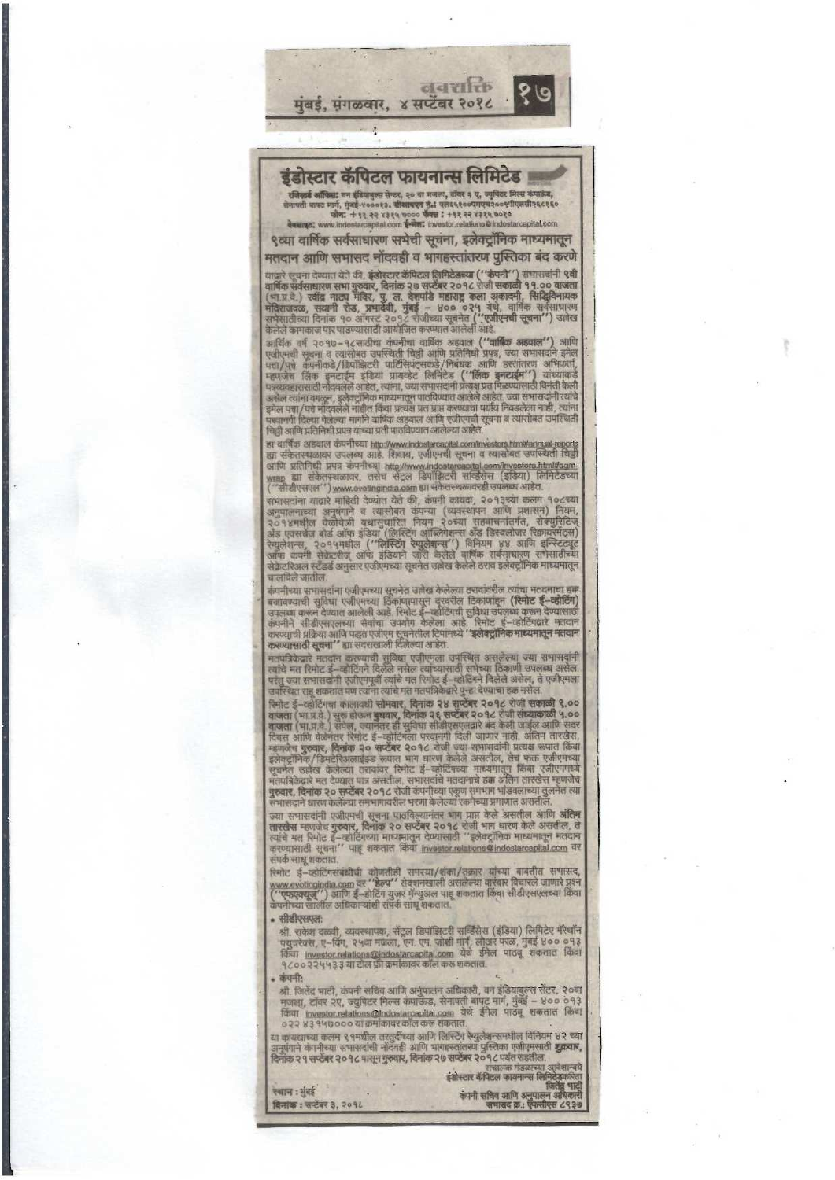मुंबई, मंगळवार, ४ सप्टेंबर २०१८

नवशक्ति

# इंडोस्टार कॅपिटल फायनान्स लिमिटेड

**रजिस्टर्ड ऑफिस:** वन इंडियाबुल्स सेन्टर, २० वा मजला, टॉवर २ ए, ज्युपिटर मिल्स कंपाऊंड, सेनापती बापट मार्ग, मुंबई-४०००१३. **सीआयएन नं.:** एल६५१००एमएच२००९पीएलसी२६८१६०
**फोन:** +९१ २२ ४३१५ ७००० **फॅक्स :** +९१ २२ ४३१५ ७०१०
**वेबसाइट:** www.indostarcapital.com **ई-मेल:** investor.relations@indostarcapital.com

## ९व्या वार्षिक सर्वसाधारण सभेची सूचना, इलेक्ट्रॉनिक माध्यमातून मतदान आणि सभासद नोंदवही व भागहस्तांतरण पुस्तिका बंद करणे

याद्वारे सूचना देण्यात येते की, **इंडोस्टार कॅपिटल लिमिटेडच्या** (''**कंपनी**'') सभासदांची **९वी** वार्षिक सर्वसाधारण सभा **गुरुवार, दिनांक २७ सप्टेंबर २०१८** रोजी **सकाळी ११.०० वाजता** (भा.प्र.वे.) **रवींद्र नाट्य मंदिर, पु. ल. देशपांडे महाराष्ट्र कला अकादमी, सिद्धिविनायक मंदिराजवळ, सयानी रोड, प्रभादेवी, मुंबई - ४०० ०२५** येथे, वार्षिक सर्वसाधारण सभेसाठीच्या दिनांक १० ऑगस्ट २०१८ रोजीच्या सूचनेत (''**एजीएमची सूचना**'') उल्लेख केलेले कामकाज पार पाडण्यासाठी आयोजित करण्यात आलेली आहे.

आर्थिक वर्ष २०१७-१८साठीचा कंपनीचा वार्षिक अहवाल (''**वार्षिक अहवाल**'') आणि एजीएमची सूचना व त्यासोबत उपस्थिती चिठ्ठी आणि प्रतिनिधी प्रपत्र, ज्या सभासदांनी इमेल पत्ता/पत्ते कंपनीकडे/डिपॉझिटरी पार्टिसिपंट्सकडे/निबंधक आणि हस्तांतरण अभिकर्ता, म्हणजेच लिंक इनटाईम इंडिया प्रायव्हेट लिमिटेड (''**लिंक इनटाईम**'') यांच्याकडे पत्रव्यवहारासाठी नोंदवलेले आहेत, त्यांना, ज्या सभासदांनी प्रत्यक्ष प्रत मिळण्यासाठी विनंती केली असेल त्यांना वगळून, इलेक्ट्रॉनिक माध्यमातून पाठविण्यात आलेले आहेत. ज्या सभासदांचे त्यांचे इमेल पत्ता/पत्ते नोंदवलेले नाहीत किंवा प्रत्यक्ष प्रत प्राप्त करण्याचा पर्याय निवडलेला नाही, त्यांना पत्त्यावर दिलेल्या पद्धतीने वार्षिक अहवाल आणि एजीएमची सूचना व त्यासोबत उपस्थिती चिठ्ठी आणि प्रतिनिधी प्रपत्र यांच्या प्रती पाठविण्यात आलेल्या आहेत.

हा वार्षिक अहवाल कंपनीच्या http://www.indostarcapital.com/investors.html#annual-reports ह्या संकेतस्थळावर उपलब्ध आहे. शिवाय, एजीएमची सूचना व त्यासोबत उपस्थिती चिठ्ठी आणि प्रतिनिधी प्रपत्र कंपनीच्या http://www.indostarcapital.com/investors.html#agm-wrap ह्या संकेतस्थळावर, तसेच सेंट्रल डिपॉझिटरी सर्व्हिसेस (इंडिया) लिमिटेडच्या (''सीडीएसएल'') www.evotingindia.com ह्या संकेतस्थळावरही उपलब्ध आहेत.

सभासदांना याद्वारे माहिती देण्यात येते की, कंपनी कायदा, २०१३च्या कलम १०८च्या अनुपालनाच्या अनुषंगाने व त्यासोबत कंपन्या (व्यवस्थापन आणि प्रशासन) नियम, २०१४मधील वेळोवेळी यथासुधारित नियम २०च्या सहवाचनांतर्गत, सेक्युरिटिज् अँड एक्सचेंज बोर्ड ऑफ इंडिया (लिस्टिंग ऑब्लिगेशन्स अँड डिस्क्लोजर रिक्वायरमेंट्स) रेग्युलेशन्स, २०१५मधील (''**लिस्टिंग रेग्युलेशन्स**'') विनियम ४४ आणि इन्स्टिट्यूट ऑफ कंपनी सेक्रेटरीज ऑफ इंडियाने जारी केलेले वार्षिक सर्वसाधारण सभेसाठीचे सेक्रेटरियल स्टँडर्ड अनुसार एजीएमच्या सूचनेत उल्लेख केलेले ठराव इलेक्ट्रॉनिक माध्यमातून चालविले जातील.

कंपनीच्या सभासदांना एजीएमच्या सूचनेत उल्लेख केलेल्या ठरावांवरील त्यांचा मतदानाचा हक्क बजावण्याची सुविधा एजीएमच्या ठिकाणापासून दूरवरील ठिकाणाहून (**रिमोट ई-व्होटिंग**) उपलब्ध करून देण्यात आलेली आहे. रिमोट ई-व्होटिंगची सुविधा उपलब्ध करून देण्यासाठी कंपनीने सीडीएसएलच्या सेवांचा उपयोग केलेला आहे. रिमोट ई-व्होटिंगद्वारे मतदान करण्याची प्रक्रिया आणि पद्धत एजीएम सूचनेतील टिपांमध्ये ''**इलेक्ट्रॉनिक माध्यमातून मतदान करण्यासाठी सूचना**'' ह्या सदराखाली दिलेल्या आहेत.

मतपत्रिकेद्वारे मतदान करण्याची सुविधा एजीएमला उपस्थित असलेल्या ज्या सभासदांनी त्यांचे मत रिमोट ई-व्होटिंगने दिलेले नसेल त्यांच्यासाठी सभेच्या ठिकाणी उपलब्ध असेल. परंतु ज्या सभासदांनी एजीएमपूर्वी त्यांचे मत रिमोट ई-व्होटिंगने दिलेले असेल, ते एजीएमला उपस्थित राहू शकतात पण त्यांना त्यांचे मत मतपत्रिकेद्वारे पुन्हा देण्याचा हक्क नसेल.

रिमोट ई-व्होटिंगचा कालावधी **सोमवार, दिनांक २४ सप्टेंबर २०१८** रोजी **सकाळी ९.०० वाजता** (भा.प्र.वे.) सुरू होऊन **बुधवार, दिनांक २६ सप्टेंबर २०१८** रोजी **संध्याकाळी ५.०० वाजता** (भा.प्र.वे.) संपेल, त्यानंतर ही सुविधा सीडीएसएलद्वारे बंद केली जाईल आणि सदर दिवस आणि वेळेनंतर रिमोट ई-व्होटिंगला परवानगी दिली जाणार नाही. अंतिम तारखेस, म्हणजेच **गुरुवार, दिनांक २० सप्टेंबर २०१८** रोजी ज्या सभासदांनी प्रत्यक्ष स्वरूपात किंवा इलेक्ट्रॉनिक/डिमटेरिअलाईज्ड स्वरूपात भाग धारण केलेले असतील, तेच फक्त एजीएमच्या सूचनेत उल्लेख केलेल्या ठरावांवर रिमोट ई-व्होटिंगच्या माध्यमातून किंवा एजीएममध्ये मतपत्रिकेद्वारे मत देण्यास पात्र असतील. सभासदांचे मतदानाचे हक्क अंतिम तारखेस म्हणजेच **गुरुवार, दिनांक २० सप्टेंबर २०१८** रोजी कंपनीच्या एकूण समभाग भांडवलाच्या तुलनेत त्या सभासदाने धारण केलेल्या समभागावरील भरणा केलेल्या रकमेच्या प्रमाणात असतील.

ज्या सभासदांनी एजीएमची सूचना पाठविल्यानंतर भाग प्राप्त केले असतील आणि **अंतिम तारखेस** म्हणजेच **गुरुवार, दिनांक २० सप्टेंबर २०१८** रोजी भाग धारण केले असतील, ते त्यांचे मत रिमोट ई-व्होटिंगच्या माध्यमातून देण्यासाठी ''इलेक्ट्रॉनिक माध्यमातून मतदान करण्यासाठी सूचना'' पाहू शकतात किंवा investor.relations@indostarcapital.com वर संपर्क साधू शकतात.

रिमोट ई-व्होटिंगसंबंधीची कोणतीही समस्या/शंका/तक्रार यांच्या बाबतीत सभासद, www.evotingindia.com वर ''**हेल्प**'' सेक्शनखाली असलेल्या वारंवार विचारले जाणारे प्रश्न (''**एफएक्यूज्**'') आणि ई-व्होटिंग युजर मॅन्युअल पाहू शकतात किंवा सीडीएसएलच्या किंवा कंपनीच्या खालील अधिकाऱ्यांशी संपर्क साधू शकतात.

- **सीडीएसएल:**

  श्री. राकेश दळवी, व्यवस्थापक, सेंट्रल डिपॉझिटरी सर्व्हिसेस (इंडिया) लिमिटेड मॅरॅथॉन फ्युचरेक्स, ए-विंग, २५वा मजला, एन. एम. जोशी मार्ग, लोअर परळ, मुंबई ४०० ०१३ किंवा investor.relations@indostarcapital.com येथे ईमेल पाठवू शकतात किंवा १८००२२५५३३ या टोल फ्री क्रमांकावर कॉल करू शकतात.

- **कंपनी:**

  श्री. जितेंद्र भाटी, कंपनी सचिव आणि अनुपालन अधिकारी, वन इंडियाबुल्स सेंटर, २०वा मजला, टॉवर २ए, ज्युपिटर मिल्स कंपाऊंड, सेनापती बापट मार्ग, मुंबई - ४०० ०१३ किंवा investor.relations@indostarcapital.com येथे ईमेल पाठवू शकतात किंवा ०२२ ४३१५७००० या क्रमांकावर कॉल करू शकतात.

या कायद्याच्या कलम ९१मधील तरतुदींच्या आणि लिस्टिंग रेग्युलेशन्समधील विनियम ४२ च्या अनुषंगाने कंपनीच्या सभासदांची नोंदवही आणि भागहस्तांतरण पुस्तिका एजीएमसाठी **शुक्रवार, दिनांक २१ सप्टेंबर २०१८** पासून **गुरुवार, दिनांक २७ सप्टेंबर २०१८** पर्यंत बंद राहतील.

संचालक मंडळाच्या आदेशान्वये
**इंडोस्टार कॅपिटल फायनान्स लिमिटेड**करिता
जितेंद्र भाटी
**कंपनी सचिव आणि अनुपालन अधिकारी**
**सभासद क्र.: एफसीएस ८९३७**

स्थान : मुंबई
दिनांक : सप्टेंबर ३, २०१८